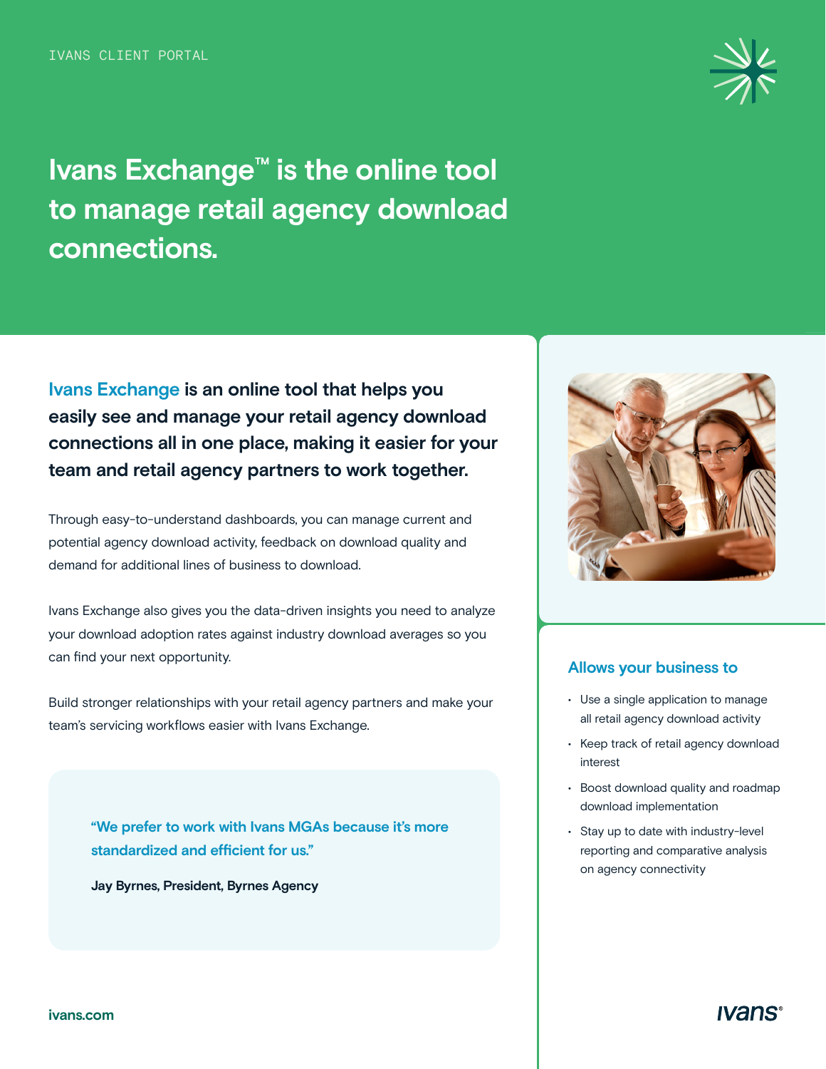IVANS CLIENT PORTAL

# Ivans Exchange™ is the online tool to manage retail agency download connections.

**Ivans Exchange is an online tool that helps you easily see and manage your retail agency download connections all in one place, making it easier for your team and retail agency partners to work together.**

Through easy-to-understand dashboards, you can manage current and potential agency download activity, feedback on download quality and demand for additional lines of business to download.

Ivans Exchange also gives you the data-driven insights you need to analyze your download adoption rates against industry download averages so you can find your next opportunity.

Build stronger relationships with your retail agency partners and make your team's servicing workflows easier with Ivans Exchange.

> "We prefer to work with Ivans MGAs because it's more standardized and efficient for us."
>
> **Jay Byrnes, President, Byrnes Agency**

## Allows your business to

- Use a single application to manage all retail agency download activity
- Keep track of retail agency download interest
- Boost download quality and roadmap download implementation
- Stay up to date with industry-level reporting and comparative analysis on agency connectivity

ivans.com

Ivans®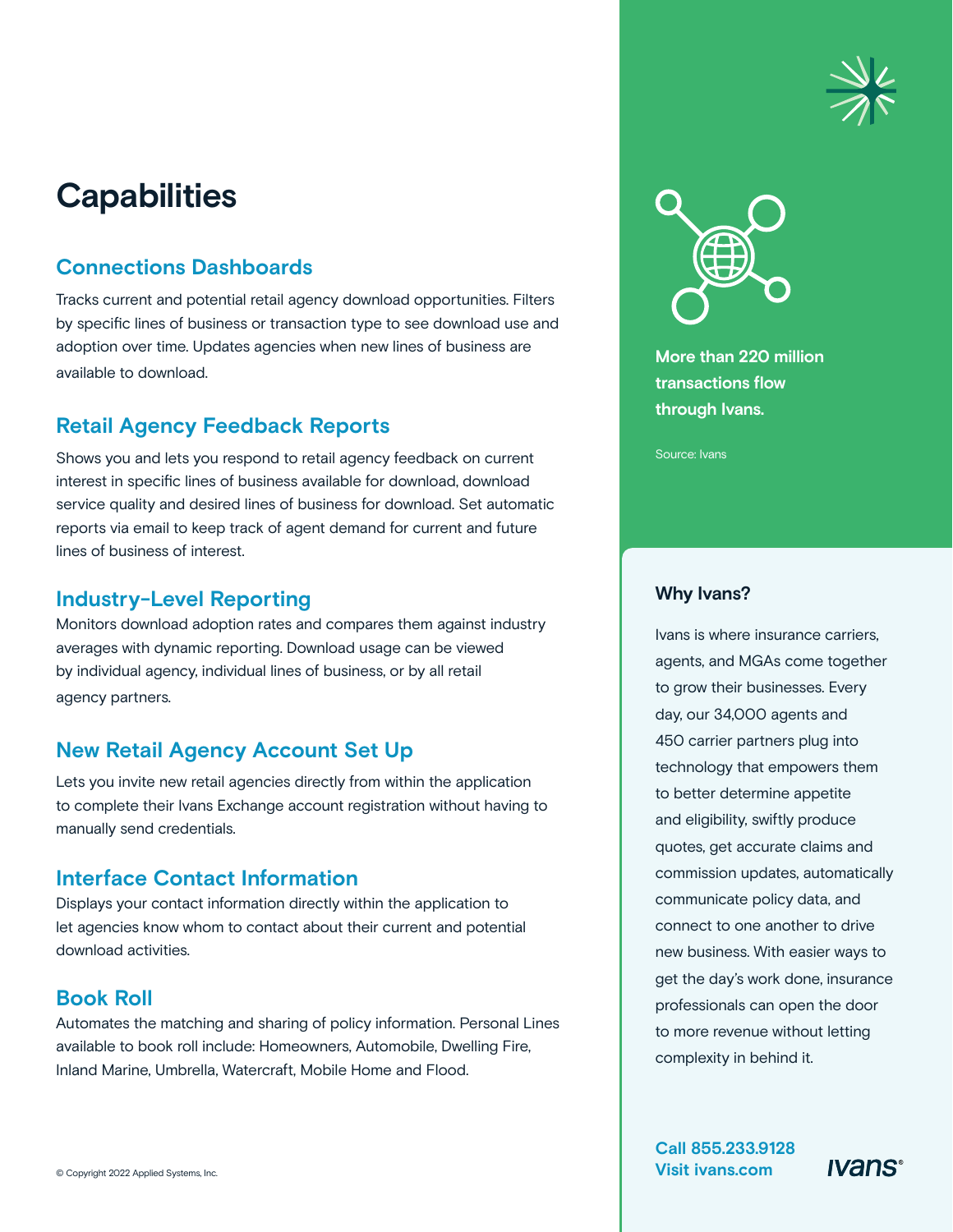# Capabilities

## Connections Dashboards

Tracks current and potential retail agency download opportunities. Filters by specific lines of business or transaction type to see download use and adoption over time. Updates agencies when new lines of business are available to download.

## Retail Agency Feedback Reports

Shows you and lets you respond to retail agency feedback on current interest in specific lines of business available for download, download service quality and desired lines of business for download. Set automatic reports via email to keep track of agent demand for current and future lines of business of interest.

## Industry-Level Reporting

Monitors download adoption rates and compares them against industry averages with dynamic reporting. Download usage can be viewed by individual agency, individual lines of business, or by all retail agency partners.

## New Retail Agency Account Set Up

Lets you invite new retail agencies directly from within the application to complete their Ivans Exchange account registration without having to manually send credentials.

## Interface Contact Information

Displays your contact information directly within the application to let agencies know whom to contact about their current and potential download activities.

## Book Roll

Automates the matching and sharing of policy information. Personal Lines available to book roll include: Homeowners, Automobile, Dwelling Fire, Inland Marine, Umbrella, Watercraft, Mobile Home and Flood.

**More than 220 million transactions flow through Ivans.**

Source: Ivans

### Why Ivans?

Ivans is where insurance carriers, agents, and MGAs come together to grow their businesses. Every day, our 34,000 agents and 450 carrier partners plug into technology that empowers them to better determine appetite and eligibility, swiftly produce quotes, get accurate claims and commission updates, automatically communicate policy data, and connect to one another to drive new business. With easier ways to get the day's work done, insurance professionals can open the door to more revenue without letting complexity in behind it.

**Call 855.233.9128**
**Visit ivans.com**

ivans®

© Copyright 2022 Applied Systems, Inc.